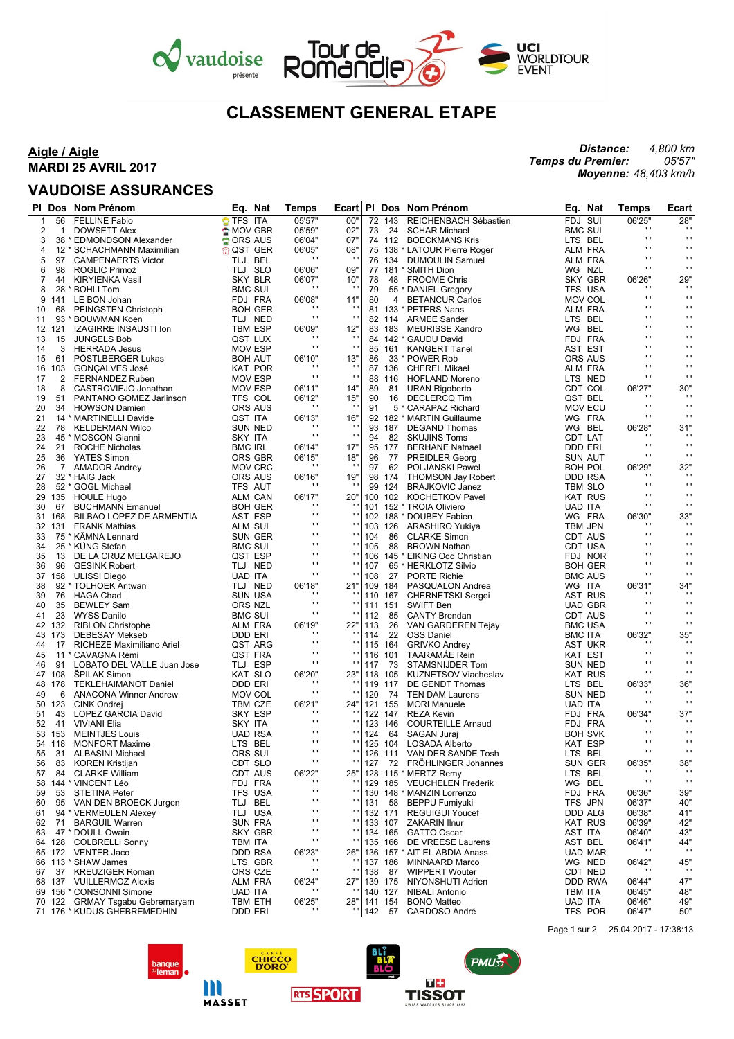vaudoise présente — Tour de Romandie — UCI WORLDTOUR EVENT

# CLASSEMENT GENERAL ETAPE

**Aigle / Aigle**
**MARDI 25 AVRIL 2017**

*Distance:* 4,800 km
*Temps du Premier:* 05'57"
*Moyenne:* 48,403 km/h

## VAUDOISE ASSURANCES

| Pl | Dos | Nom Prénom | Eq. | Nat | Temps | Ecart |
|---|---|---|---|---|---|---|
| 1 | 56 | FELLINE Fabio | TFS | ITA | 05'57" | 00" |
| 2 | 1 | DOWSETT Alex | MOV | GBR | 05'59" | 02" |
| 3 | 38 * | EDMONDSON Alexander | ORS | AUS | 06'04" | 07" |
| 4 | 12 * | SCHACHMANN Maximilian | QST | GER | 06'05" | 08" |
| 5 | 97 | CAMPENAERTS Victor | TLJ | BEL | " | " |
| 6 | 98 | ROGLIC Primož | TLJ | SLO | 06'06" | 09" |
| 7 | 44 | KIRYIENKA Vasil | SKY | BLR | 06'07" | 10" |
| 8 | 28 * | BOHLI Tom | BMC | SUI | " | " |
| 9 | 141 | LE BON Johan | FDJ | FRA | 06'08" | 11" |
| 10 | 68 | PFINGSTEN Christoph | BOH | GER | " | " |
| 11 | 93 * | BOUWMAN Koen | TLJ | NED | " | " |
| 12 | 121 | IZAGIRRE INSAUSTI Ion | TBM | ESP | 06'09" | 12" |
| 13 | 15 | JUNGELS Bob | QST | LUX | " | " |
| 14 | 3 | HERRADA Jesus | MOV | ESP | " | " |
| 15 | 61 | PÖSTLBERGER Lukas | BOH | AUT | 06'10" | 13" |
| 16 | 103 | GONÇALVES José | KAT | POR | " | " |
| 17 | 2 | FERNANDEZ Ruben | MOV | ESP | " | " |
| 18 | 8 | CASTROVIEJO Jonathan | MOV | ESP | 06'11" | 14" |
| 19 | 51 | PANTANO GOMEZ Jarlinson | TFS | COL | 06'12" | 15" |
| 20 | 34 | HOWSON Damien | ORS | AUS | " | " |
| 21 | 14 * | MARTINELLI Davide | QST | ITA | 06'13" | 16" |
| 22 | 78 | KELDERMAN Wilco | SUN | NED | " | " |
| 23 | 45 * | MOSCON Gianni | SKY | ITA | " | " |
| 24 | 21 | ROCHE Nicholas | BMC | IRL | 06'14" | 17" |
| 25 | 36 | YATES Simon | ORS | GBR | 06'15" | 18" |
| 26 | 7 | AMADOR Andrey | MOV | CRC | " | " |
| 27 | 32 * | HAIG Jack | ORS | AUS | 06'16" | 19" |
| 28 | 52 * | GOGL Michael | TFS | AUT | " | " |
| 29 | 135 | HOULE Hugo | ALM | CAN | 06'17" | 20" |
| 30 | 67 | BUCHMANN Emanuel | BOH | GER | " | " |
| 31 | 168 | BILBAO LOPEZ DE ARMENTIA | AST | ESP | " | " |
| 32 | 131 | FRANK Mathias | ALM | SUI | " | " |
| 33 | 75 * | KÄMNA Lennard | SUN | GER | " | " |
| 34 | 25 * | KÜNG Stefan | BMC | SUI | " | " |
| 35 | 13 | DE LA CRUZ MELGAREJO | QST | ESP | " | " |
| 36 | 96 | GESINK Robert | TLJ | NED | " | " |
| 37 | 158 | ULISSI Diego | UAD | ITA | " | " |
| 38 | 92 * | TOLHOEK Antwan | TLJ | NED | 06'18" | 21" |
| 39 | 76 | HAGA Chad | SUN | USA | " | " |
| 40 | 35 | BEWLEY Sam | ORS | NZL | " | " |
| 41 | 23 | WYSS Danilo | BMC | SUI | " | " |
| 42 | 132 | RIBLON Christophe | ALM | FRA | 06'19" | 22" |
| 43 | 173 | DEBESAY Mekseb | DDD | ERI | " | " |
| 44 | 17 | RICHEZE Maximiliano Ariel | QST | ARG | " | " |
| 45 | 11 * | CAVAGNA Rémi | QST | FRA | " | " |
| 46 | 91 | LOBATO DEL VALLE Juan Jose | TLJ | ESP | " | " |
| 47 | 108 | ŠPILAK Simon | KAT | SLO | 06'20" | 23" |
| 48 | 178 | TEKLEHAIMANOT Daniel | DDD | ERI | " | " |
| 49 | 6 | ANACONA Winner Andrew | MOV | COL | " | " |
| 50 | 123 | CINK Ondrej | TBM | CZE | 06'21" | 24" |
| 51 | 43 | LOPEZ GARCIA David | SKY | ESP | " | " |
| 52 | 41 | VIVIANI Elia | SKY | ITA | " | " |
| 53 | 153 | MEINTJES Louis | UAD | RSA | " | " |
| 54 | 118 | MONFORT Maxime | LTS | BEL | " | " |
| 55 | 31 | ALBASINI Michael | ORS | SUI | " | " |
| 56 | 83 | KOREN Kristijan | CDT | SLO | " | " |
| 57 | 84 | CLARKE William | CDT | AUS | 06'22" | 25" |
| 58 | 144 * | VINCENT Léo | FDJ | FRA | " | " |
| 59 | 53 | STETINA Peter | TFS | USA | " | " |
| 60 | 95 | VAN DEN BROECK Jurgen | TLJ | BEL | " | " |
| 61 | 94 * | VERMEULEN Alexey | TLJ | USA | " | " |
| 62 | 71 | BARGUIL Warren | SUN | FRA | " | " |
| 63 | 47 * | DOULL Owain | SKY | GBR | " | " |
| 64 | 128 | COLBRELLI Sonny | TBM | ITA | " | " |
| 65 | 172 | VENTER Jaco | DDD | RSA | 06'23" | 26" |
| 66 | 113 * | SHAW James | LTS | GBR | " | " |
| 67 | 37 | KREUZIGER Roman | ORS | CZE | " | " |
| 68 | 137 | VUILLERMOZ Alexis | ALM | FRA | 06'24" | 27" |
| 69 | 156 * | CONSONNI Simone | UAD | ITA | " | " |
| 70 | 122 | GRMAY Tsgabu Gebremaryam | TBM | ETH | 06'25" | 28" |
| 71 | 176 * | KUDUS GHEBREMEDHIN | DDD | ERI | " | " |
| 72 | 143 | REICHENBACH Sébastien | FDJ | SUI | 06'25" | 28" |
| 73 | 24 | SCHAR Michael | BMC | SUI | " | " |
| 74 | 112 | BOECKMANS Kris | LTS | BEL | " | " |
| 75 | 138 * | LATOUR Pierre Roger | ALM | FRA | " | " |
| 76 | 134 | DUMOULIN Samuel | ALM | FRA | " | " |
| 77 | 181 * | SMITH Dion | WG | NZL | " | " |
| 78 | 48 | FROOME Chris | SKY | GBR | 06'26" | 29" |
| 79 | 55 * | DANIEL Gregory | TFS | USA | " | " |
| 80 | 4 | BETANCUR Carlos | MOV | COL | " | " |
| 81 | 133 * | PETERS Nans | ALM | FRA | " | " |
| 82 | 114 | ARMEE Sander | LTS | BEL | " | " |
| 83 | 183 | MEURISSE Xandro | WG | BEL | " | " |
| 84 | 142 * | GAUDU David | FDJ | FRA | " | " |
| 85 | 161 | KANGERT Tanel | AST | EST | " | " |
| 86 | 33 * | POWER Rob | ORS | AUS | " | " |
| 87 | 136 | CHEREL Mikael | ALM | FRA | " | " |
| 88 | 116 | HOFLAND Moreno | LTS | NED | " | " |
| 89 | 81 | URAN Rigoberto | CDT | COL | 06'27" | 30" |
| 90 | 16 | DECLERCQ Tim | QST | BEL | " | " |
| 91 | 5 * | CARAPAZ Richard | MOV | ECU | " | " |
| 92 | 182 * | MARTIN Guillaume | WG | FRA | " | " |
| 93 | 187 | DEGAND Thomas | WG | BEL | 06'28" | 31" |
| 94 | 82 | SKUJINS Toms | CDT | LAT | " | " |
| 95 | 177 | BERHANE Natnael | DDD | ERI | " | " |
| 96 | 77 | PREIDLER Georg | SUN | AUT | " | " |
| 97 | 62 | POLJANSKI Pawel | BOH | POL | 06'29" | 32" |
| 98 | 174 | THOMSON Jay Robert | DDD | RSA | " | " |
| 99 | 124 | BRAJKOVIC Janez | TBM | SLO | " | " |
| 100 | 102 | KOCHETKOV Pavel | KAT | RUS | " | " |
| 101 | 152 * | TROIA Oliviero | UAD | ITA | " | " |
| 102 | 188 * | DOUBEY Fabien | WG | FRA | 06'30" | 33" |
| 103 | 126 | ARASHIRO Yukiya | TBM | JPN | " | " |
| 104 | 86 | CLARKE Simon | CDT | AUS | " | " |
| 105 | 88 | BROWN Nathan | CDT | USA | " | " |
| 106 | 145 * | EIKING Odd Christian | FDJ | NOR | " | " |
| 107 | 65 * | HERKLOTZ Silvio | BOH | GER | " | " |
| 108 | 27 | PORTE Richie | BMC | AUS | " | " |
| 109 | 184 | PASQUALON Andrea | WG | ITA | 06'31" | 34" |
| 110 | 167 | CHERNETSKI Sergei | AST | RUS | " | " |
| 111 | 151 | SWIFT Ben | UAD | GBR | " | " |
| 112 | 85 | CANTY Brendan | CDT | AUS | " | " |
| 113 | 26 | VAN GARDEREN Tejay | BMC | USA | " | " |
| 114 | 22 | OSS Daniel | BMC | ITA | 06'32" | 35" |
| 115 | 164 | GRIVKO Andrey | AST | UKR | " | " |
| 116 | 101 | TAARAMÄE Rein | KAT | EST | " | " |
| 117 | 73 | STAMSNIJDER Tom | SUN | NED | " | " |
| 118 | 105 | KUZNETSOV Viacheslav | KAT | RUS | " | " |
| 119 | 117 | DE GENDT Thomas | LTS | BEL | 06'33" | 36" |
| 120 | 74 | TEN DAM Laurens | SUN | NED | " | " |
| 121 | 155 | MORI Manuele | UAD | ITA | " | " |
| 122 | 147 | REZA Kevin | FDJ | FRA | 06'34" | 37" |
| 123 | 146 | COURTEILLE Arnaud | FDJ | FRA | " | " |
| 124 | 64 | SAGAN Juraj | BOH | SVK | " | " |
| 125 | 104 | LOSADA Alberto | KAT | ESP | " | " |
| 126 | 111 | VAN DER SANDE Tosh | LTS | BEL | " | " |
| 127 | 72 | FRÖHLINGER Johannes | SUN | GER | 06'35" | 38" |
| 128 | 115 * | MERTZ Remy | LTS | BEL | " | " |
| 129 | 185 | VEUCHELEN Frederik | WG | BEL | " | " |
| 130 | 148 * | MANZIN Lorrenzo | FDJ | FRA | 06'36" | 39" |
| 131 | 58 | BEPPU Fumiyuki | TFS | JPN | 06'37" | 40" |
| 132 | 171 | REGUIGUI Youcef | DDD | ALG | 06'38" | 41" |
| 133 | 107 | ZAKARIN Ilnur | KAT | RUS | 06'39" | 42" |
| 134 | 165 | GATTO Oscar | AST | ITA | 06'40" | 43" |
| 135 | 166 | DE VREESE Laurens | AST | BEL | 06'41" | 44" |
| 136 | 157 * | AIT EL ABDIA Anass | UAD | MAR | " | " |
| 137 | 186 | MINNAARD Marco | WG | NED | 06'42" | 45" |
| 138 | 87 | WIPPERT Wouter | CDT | NED | " | " |
| 139 | 175 | NIYONSHUTI Adrien | DDD | RWA | 06'44" | 47" |
| 140 | 127 | NIBALI Antonio | TBM | ITA | 06'45" | 48" |
| 141 | 154 | BONO Matteo | UAD | ITA | 06'46" | 49" |
| 142 | 57 | CARDOSO André | TFS | POR | 06'47" | 50" |

25.04.2017 - 17:38:13

banque du léman — CAFFÈ CHICCO D'ORO — BLÍ BLÁ BLO — PMU — MASSET — RTS SPORT — TISSOT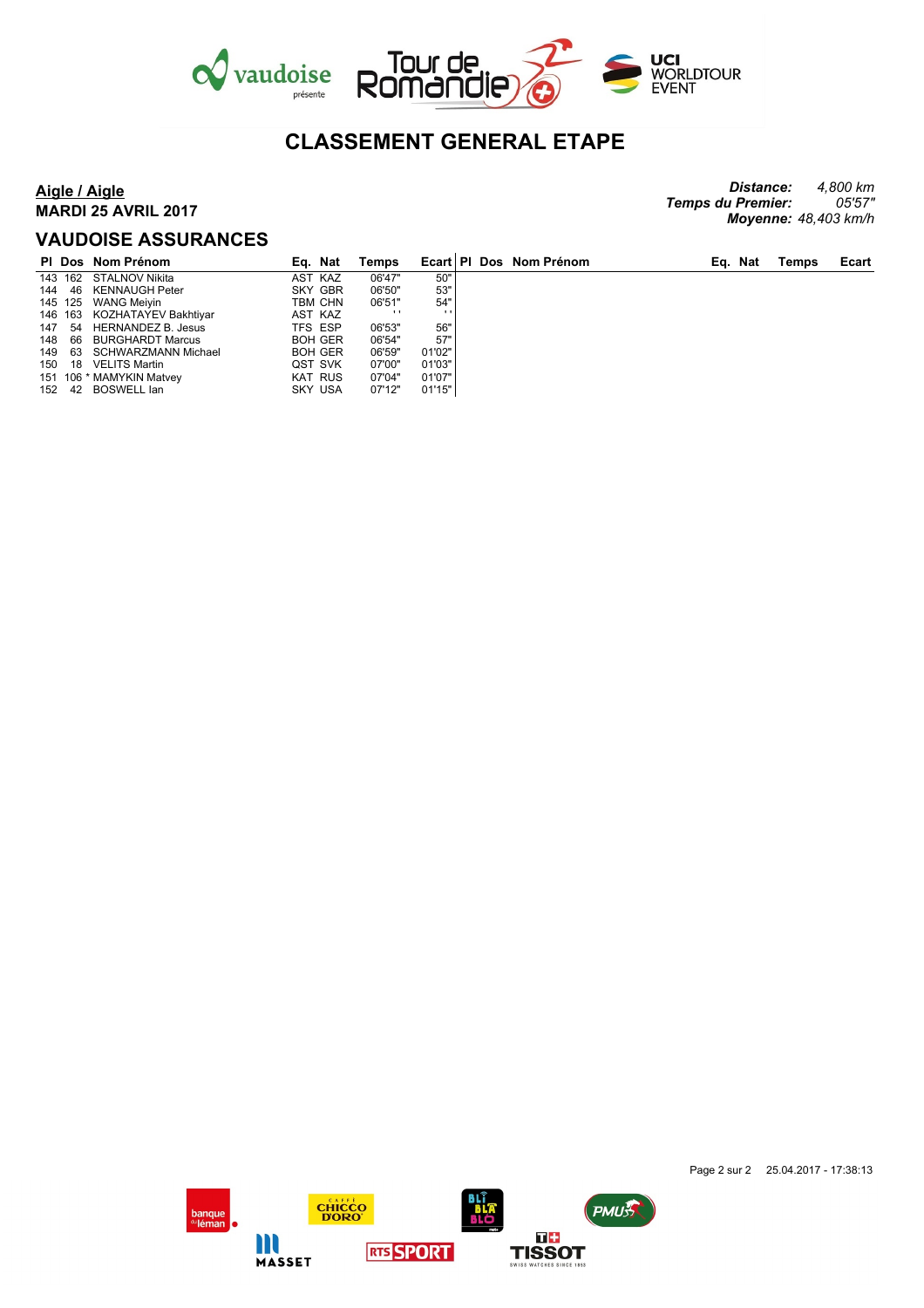# CLASSEMENT GENERAL ETAPE

**Aigle / Aigle**
**MARDI 25 AVRIL 2017**

***Distance:*** *4,800 km*
***Temps du Premier:*** *05'57"*
***Moyenne:*** *48,403 km/h*

## VAUDOISE ASSURANCES

| Pl | Dos | Nom Prénom | Eq. | Nat | Temps | Ecart |
|---|---|---|---|---|---|---|
| 143 | 162 | STALNOV Nikita | AST | KAZ | 06'47" | 50" |
| 144 | 46 | KENNAUGH Peter | SKY | GBR | 06'50" | 53" |
| 145 | 125 | WANG Meiyin | TBM | CHN | 06'51" | 54" |
| 146 | 163 | KOZHATAYEV Bakhtiyar | AST | KAZ | ' ' | ' ' |
| 147 | 54 | HERNANDEZ B. Jesus | TFS | ESP | 06'53" | 56" |
| 148 | 66 | BURGHARDT Marcus | BOH | GER | 06'54" | 57" |
| 149 | 63 | SCHWARZMANN Michael | BOH | GER | 06'59" | 01'02" |
| 150 | 18 | VELITS Martin | QST | SVK | 07'00" | 01'03" |
| 151 | 106 * | MAMYKIN Matvey | KAT | RUS | 07'04" | 01'07" |
| 152 | 42 | BOSWELL Ian | SKY | USA | 07'12" | 01'15" |

25.04.2017 - 17:38:13